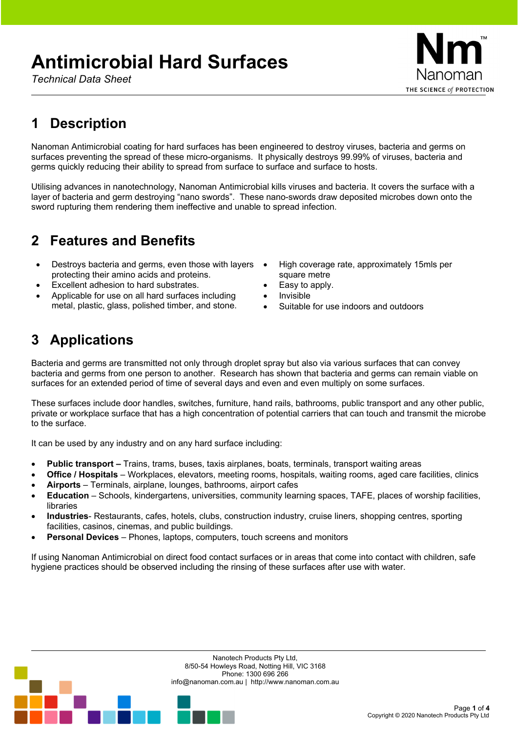# Antimicrobial Hard Surfaces

*Technical Data Sheet*

Nm™ Nanoman THE SCIENCE *of* PROTECTION

## 1 Description

Nanoman Antimicrobial coating for hard surfaces has been engineered to destroy viruses, bacteria and germs on surfaces preventing the spread of these micro-organisms. It physically destroys 99.99% of viruses, bacteria and germs quickly reducing their ability to spread from surface to surface and surface to hosts.

Utilising advances in nanotechnology, Nanoman Antimicrobial kills viruses and bacteria. It covers the surface with a layer of bacteria and germ destroying "nano swords". These nano-swords draw deposited microbes down onto the sword rupturing them rendering them ineffective and unable to spread infection.

## 2 Features and Benefits

- Destroys bacteria and germs, even those with layers protecting their amino acids and proteins.
- Excellent adhesion to hard substrates.
- Applicable for use on all hard surfaces including metal, plastic, glass, polished timber, and stone.
- High coverage rate, approximately 15mls per square metre
- Easy to apply.
- Invisible
- Suitable for use indoors and outdoors

## 3 Applications

Bacteria and germs are transmitted not only through droplet spray but also via various surfaces that can convey bacteria and germs from one person to another. Research has shown that bacteria and germs can remain viable on surfaces for an extended period of time of several days and even and even multiply on some surfaces.

These surfaces include door handles, switches, furniture, hand rails, bathrooms, public transport and any other public, private or workplace surface that has a high concentration of potential carriers that can touch and transmit the microbe to the surface.

It can be used by any industry and on any hard surface including:

- **Public transport –** Trains, trams, buses, taxis airplanes, boats, terminals, transport waiting areas
- **Office / Hospitals** – Workplaces, elevators, meeting rooms, hospitals, waiting rooms, aged care facilities, clinics
- **Airports** – Terminals, airplane, lounges, bathrooms, airport cafes
- **Education** – Schools, kindergartens, universities, community learning spaces, TAFE, places of worship facilities, libraries
- **Industries**- Restaurants, cafes, hotels, clubs, construction industry, cruise liners, shopping centres, sporting facilities, casinos, cinemas, and public buildings.
- **Personal Devices** – Phones, laptops, computers, touch screens and monitors

If using Nanoman Antimicrobial on direct food contact surfaces or in areas that come into contact with children, safe hygiene practices should be observed including the rinsing of these surfaces after use with water.

Nanotech Products Pty Ltd,
8/50-54 Howleys Road, Notting Hill, VIC 3168
Phone: 1300 696 266
info@nanoman.com.au | http://www.nanoman.com.au

Copyright © 2020 Nanotech Products Pty Ltd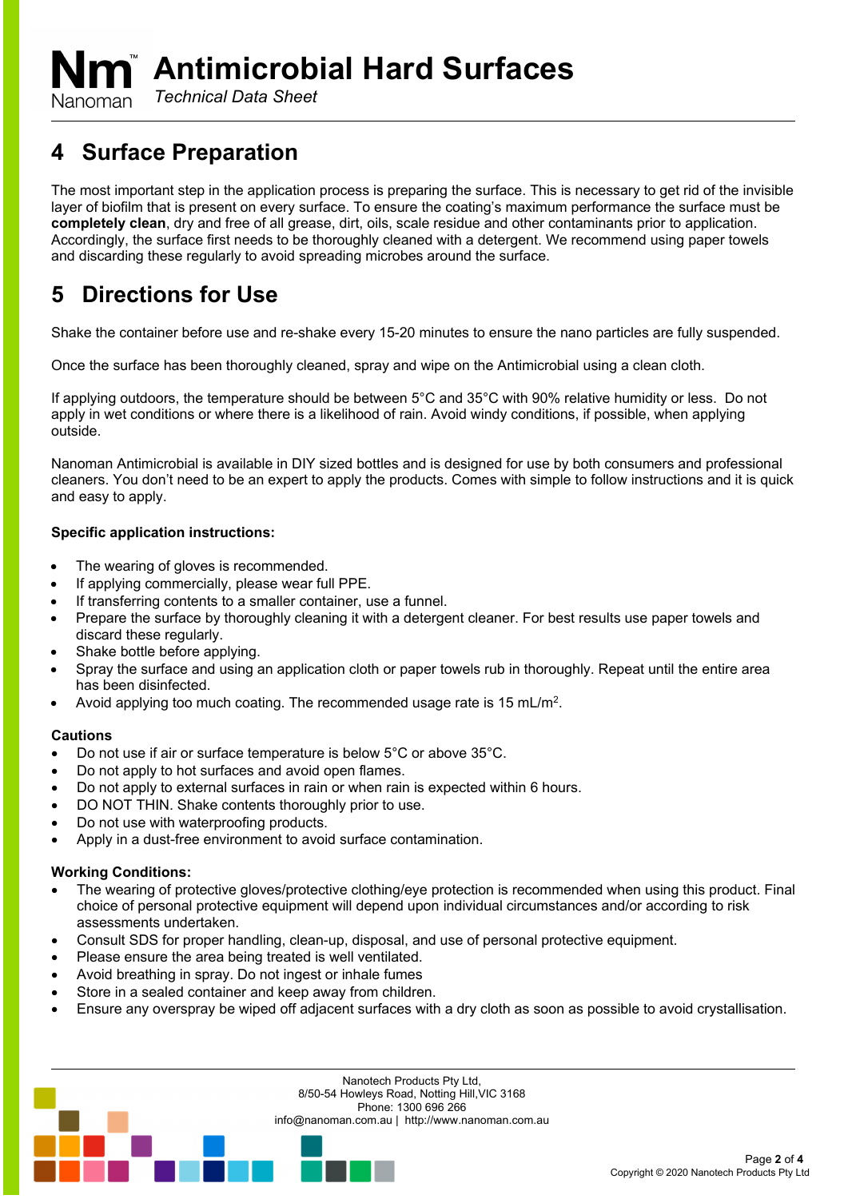## 4 Surface Preparation

The most important step in the application process is preparing the surface. This is necessary to get rid of the invisible layer of biofilm that is present on every surface. To ensure the coating's maximum performance the surface must be **completely clean**, dry and free of all grease, dirt, oils, scale residue and other contaminants prior to application. Accordingly, the surface first needs to be thoroughly cleaned with a detergent. We recommend using paper towels and discarding these regularly to avoid spreading microbes around the surface.

## 5 Directions for Use

Shake the container before use and re-shake every 15-20 minutes to ensure the nano particles are fully suspended.

Once the surface has been thoroughly cleaned, spray and wipe on the Antimicrobial using a clean cloth.

If applying outdoors, the temperature should be between 5°C and 35°C with 90% relative humidity or less. Do not apply in wet conditions or where there is a likelihood of rain. Avoid windy conditions, if possible, when applying outside.

Nanoman Antimicrobial is available in DIY sized bottles and is designed for use by both consumers and professional cleaners. You don't need to be an expert to apply the products. Comes with simple to follow instructions and it is quick and easy to apply.

**Specific application instructions:**

- The wearing of gloves is recommended.
- If applying commercially, please wear full PPE.
- If transferring contents to a smaller container, use a funnel.
- Prepare the surface by thoroughly cleaning it with a detergent cleaner. For best results use paper towels and discard these regularly.
- Shake bottle before applying.
- Spray the surface and using an application cloth or paper towels rub in thoroughly. Repeat until the entire area has been disinfected.
- Avoid applying too much coating. The recommended usage rate is 15 mL/$m^2$.

**Cautions**

- Do not use if air or surface temperature is below 5°C or above 35°C.
- Do not apply to hot surfaces and avoid open flames.
- Do not apply to external surfaces in rain or when rain is expected within 6 hours.
- DO NOT THIN. Shake contents thoroughly prior to use.
- Do not use with waterproofing products.
- Apply in a dust-free environment to avoid surface contamination.

**Working Conditions:**

- The wearing of protective gloves/protective clothing/eye protection is recommended when using this product. Final choice of personal protective equipment will depend upon individual circumstances and/or according to risk assessments undertaken.
- Consult SDS for proper handling, clean-up, disposal, and use of personal protective equipment.
- Please ensure the area being treated is well ventilated.
- Avoid breathing in spray. Do not ingest or inhale fumes
- Store in a sealed container and keep away from children.
- Ensure any overspray be wiped off adjacent surfaces with a dry cloth as soon as possible to avoid crystallisation.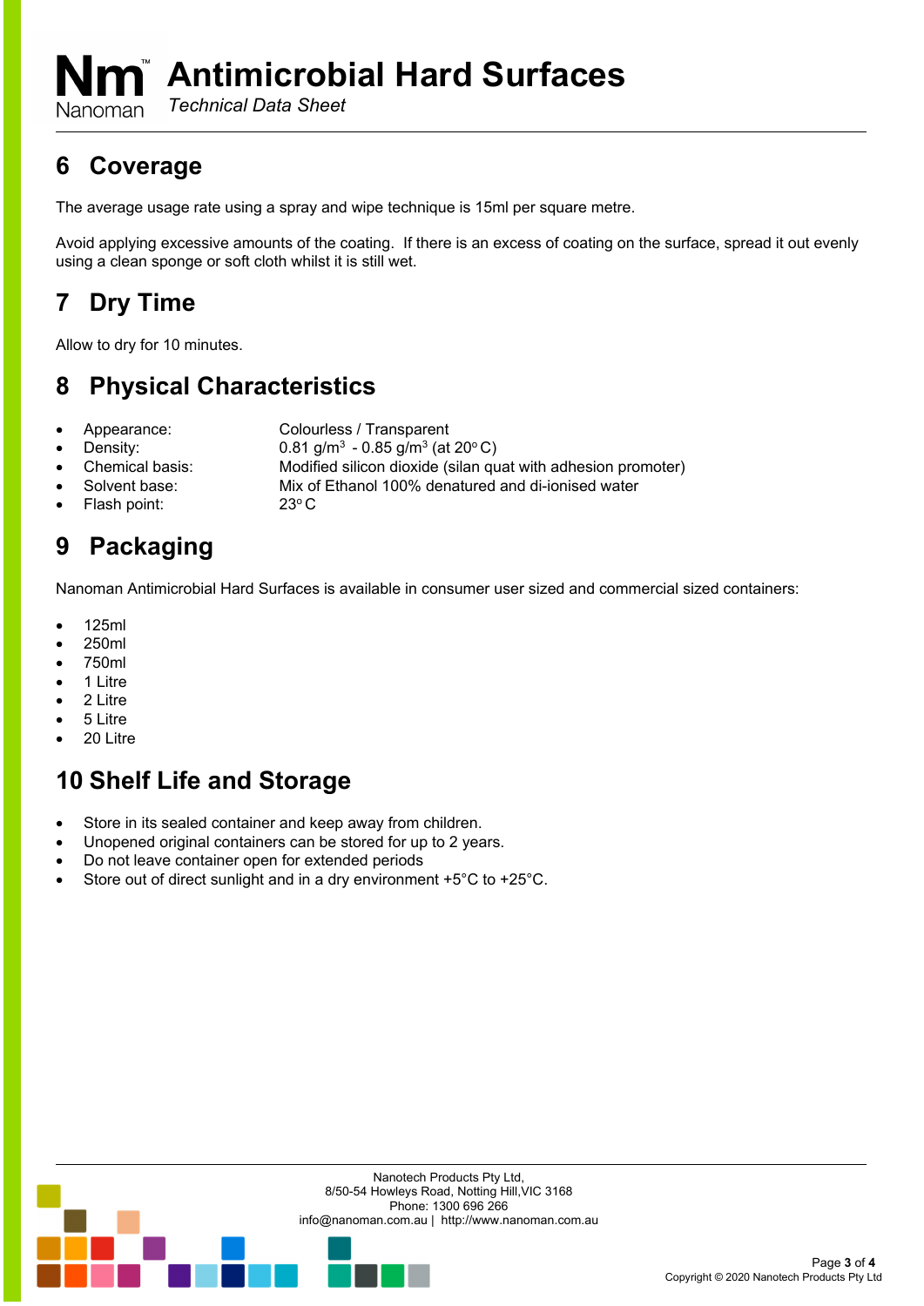## 6 Coverage

The average usage rate using a spray and wipe technique is 15ml per square metre.

Avoid applying excessive amounts of the coating. If there is an excess of coating on the surface, spread it out evenly using a clean sponge or soft cloth whilst it is still wet.

## 7 Dry Time

Allow to dry for 10 minutes.

## 8 Physical Characteristics

- Appearance: Colourless / Transparent
- Density: 0.81 g/m$^3$ - 0.85 g/m$^3$ (at 20$^o$ C)
- Chemical basis: Modified silicon dioxide (silan quat with adhesion promoter)
- Solvent base: Mix of Ethanol 100% denatured and di-ionised water
- Flash point: 23$^o$ C

## 9 Packaging

Nanoman Antimicrobial Hard Surfaces is available in consumer user sized and commercial sized containers:

- 125ml
- 250ml
- 750ml
- 1 Litre
- 2 Litre
- 5 Litre
- 20 Litre

## 10 Shelf Life and Storage

- Store in its sealed container and keep away from children.
- Unopened original containers can be stored for up to 2 years.
- Do not leave container open for extended periods
- Store out of direct sunlight and in a dry environment +5°C to +25°C.

Nanotech Products Pty Ltd,
8/50-54 Howleys Road, Notting Hill,VIC 3168
Phone: 1300 696 266
info@nanoman.com.au | http://www.nanoman.com.au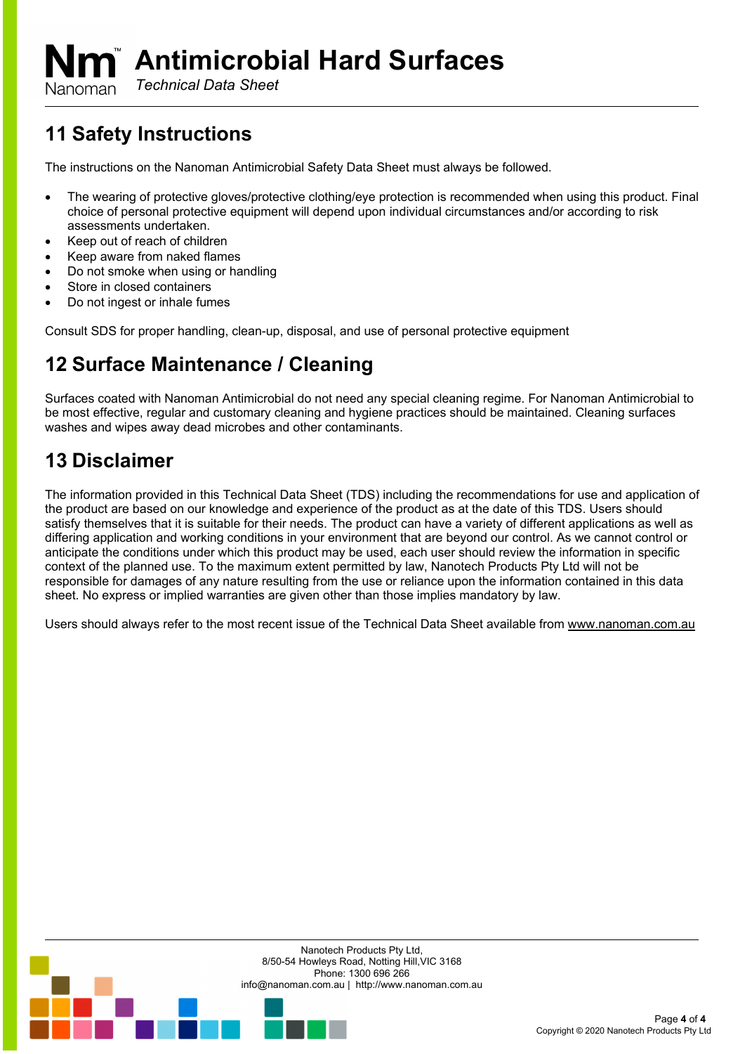## 11 Safety Instructions

The instructions on the Nanoman Antimicrobial Safety Data Sheet must always be followed.

- The wearing of protective gloves/protective clothing/eye protection is recommended when using this product. Final choice of personal protective equipment will depend upon individual circumstances and/or according to risk assessments undertaken.
- Keep out of reach of children
- Keep aware from naked flames
- Do not smoke when using or handling
- Store in closed containers
- Do not ingest or inhale fumes

Consult SDS for proper handling, clean-up, disposal, and use of personal protective equipment

## 12 Surface Maintenance / Cleaning

Surfaces coated with Nanoman Antimicrobial do not need any special cleaning regime. For Nanoman Antimicrobial to be most effective, regular and customary cleaning and hygiene practices should be maintained. Cleaning surfaces washes and wipes away dead microbes and other contaminants.

## 13 Disclaimer

The information provided in this Technical Data Sheet (TDS) including the recommendations for use and application of the product are based on our knowledge and experience of the product as at the date of this TDS. Users should satisfy themselves that it is suitable for their needs. The product can have a variety of different applications as well as differing application and working conditions in your environment that are beyond our control. As we cannot control or anticipate the conditions under which this product may be used, each user should review the information in specific context of the planned use. To the maximum extent permitted by law, Nanotech Products Pty Ltd will not be responsible for damages of any nature resulting from the use or reliance upon the information contained in this data sheet. No express or implied warranties are given other than those implies mandatory by law.

Users should always refer to the most recent issue of the Technical Data Sheet available from www.nanoman.com.au